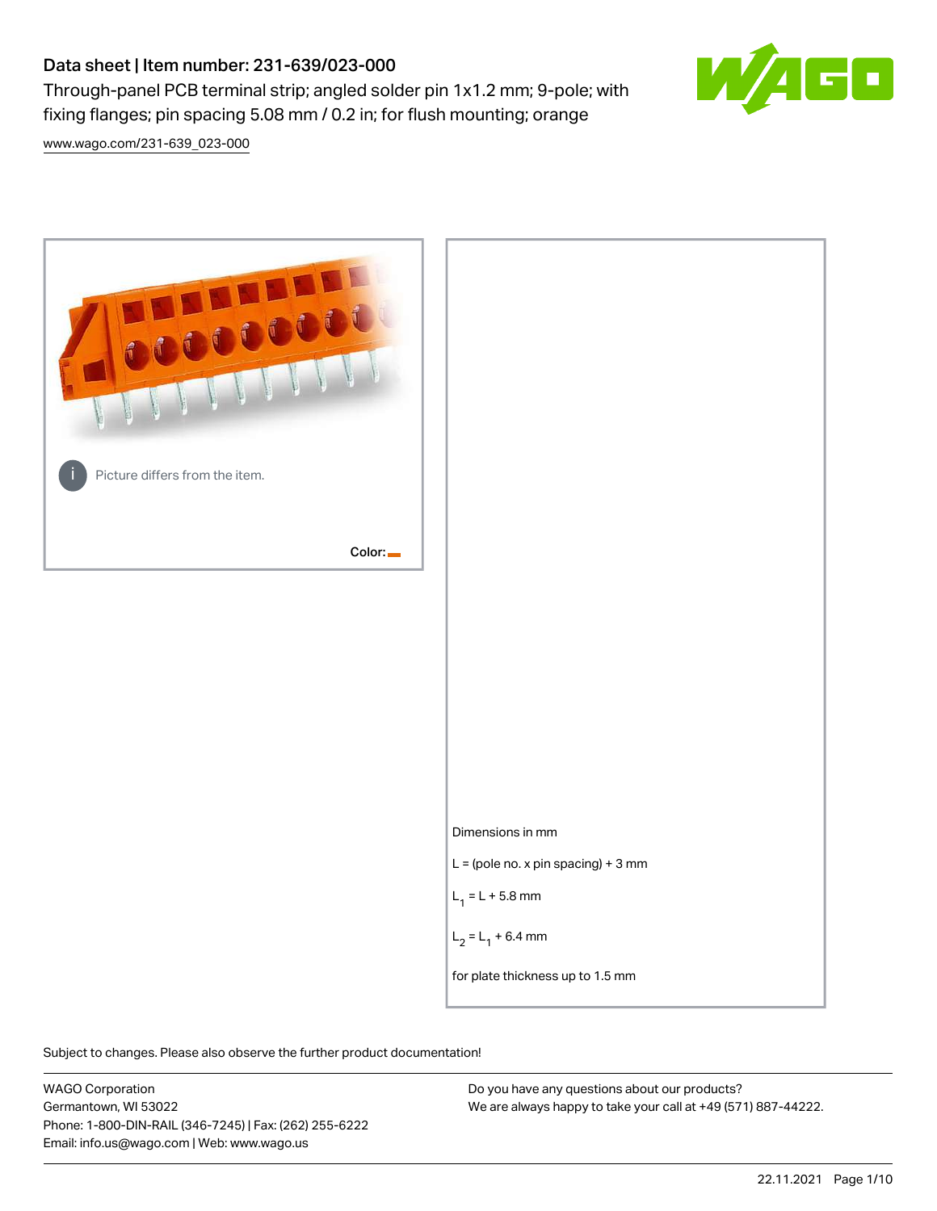# Data sheet | Item number: 231-639/023-000

Through-panel PCB terminal strip; angled solder pin 1x1.2 mm; 9-pole; with fixing flanges; pin spacing 5.08 mm / 0.2 in; for flush mounting; orange

www.wago.com/231-639_023-000

Picture differs from the item.

Color:

Dimensions in mm

L = (pole no. x pin spacing) + 3 mm

$L_1$ = L + 5.8 mm

$L_2$ = $L_1$ + 6.4 mm

for plate thickness up to 1.5 mm

Subject to changes. Please also observe the further product documentation!

WAGO Corporation
Germantown, WI 53022
Phone: 1-800-DIN-RAIL (346-7245) | Fax: (262) 255-6222
Email: info.us@wago.com | Web: www.wago.us

Do you have any questions about our products?
We are always happy to take your call at +49 (571) 887-44222.

22.11.2021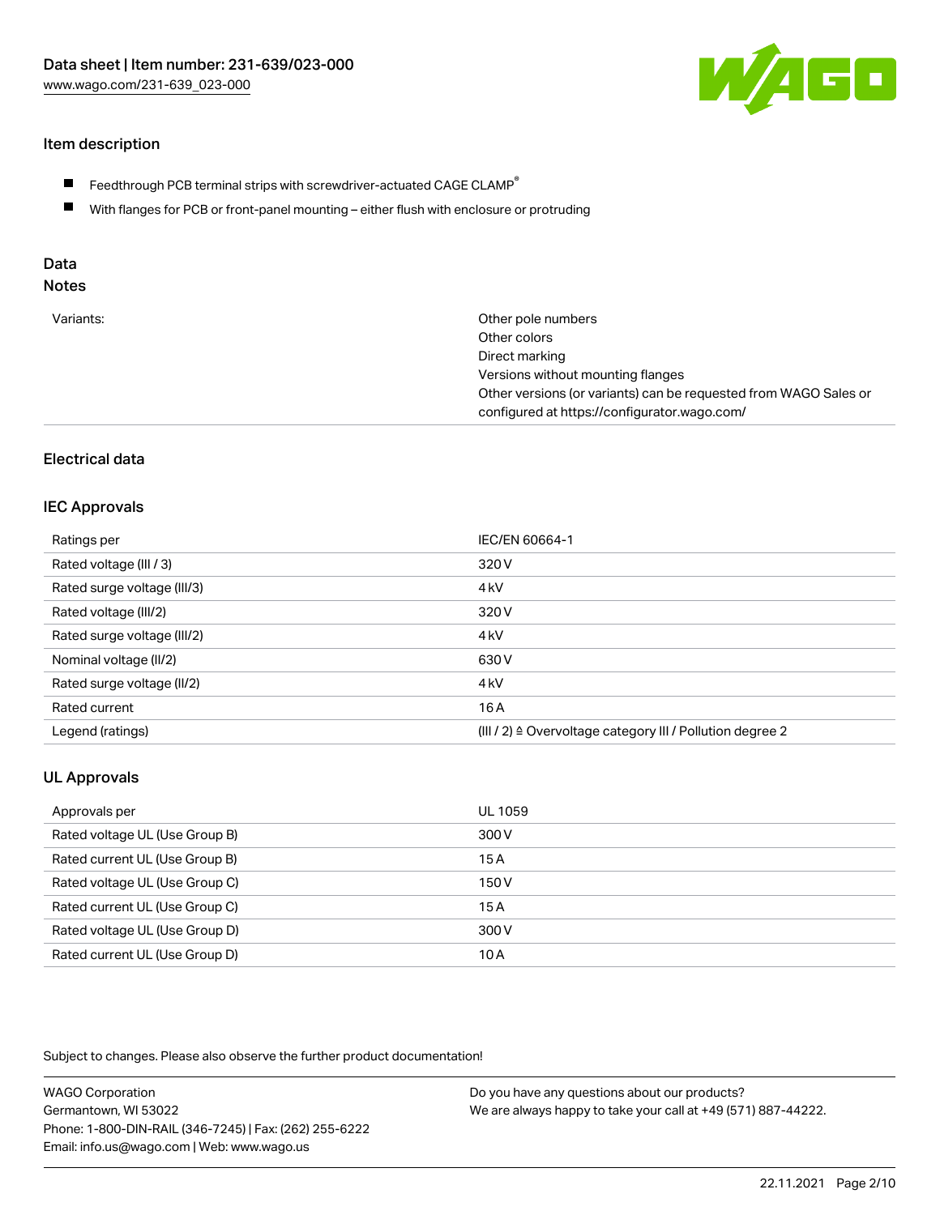# Data sheet | Item number: 231-639/023-000

www.wago.com/231-639_023-000

## Item description

- Feedthrough PCB terminal strips with screwdriver-actuated CAGE CLAMP®
- With flanges for PCB or front-panel mounting – either flush with enclosure or protruding

## Data

### Notes

| | |
|---|---|
| Variants: | Other pole numbers<br>Other colors<br>Direct marking<br>Versions without mounting flanges<br>Other versions (or variants) can be requested from WAGO Sales or configured at https://configurator.wago.com/ |

## Electrical data

### IEC Approvals

| | |
|---|---|
| Ratings per | IEC/EN 60664-1 |
| Rated voltage (III / 3) | 320 V |
| Rated surge voltage (III/3) | 4 kV |
| Rated voltage (III/2) | 320 V |
| Rated surge voltage (III/2) | 4 kV |
| Nominal voltage (II/2) | 630 V |
| Rated surge voltage (II/2) | 4 kV |
| Rated current | 16 A |
| Legend (ratings) | (III / 2) ≙ Overvoltage category III / Pollution degree 2 |

### UL Approvals

| | |
|---|---|
| Approvals per | UL 1059 |
| Rated voltage UL (Use Group B) | 300 V |
| Rated current UL (Use Group B) | 15 A |
| Rated voltage UL (Use Group C) | 150 V |
| Rated current UL (Use Group C) | 15 A |
| Rated voltage UL (Use Group D) | 300 V |
| Rated current UL (Use Group D) | 10 A |

Subject to changes. Please also observe the further product documentation!

WAGO Corporation
Germantown, WI 53022
Phone: 1-800-DIN-RAIL (346-7245) | Fax: (262) 255-6222
Email: info.us@wago.com | Web: www.wago.us

Do you have any questions about our products?
We are always happy to take your call at +49 (571) 887-44222.

22.11.2021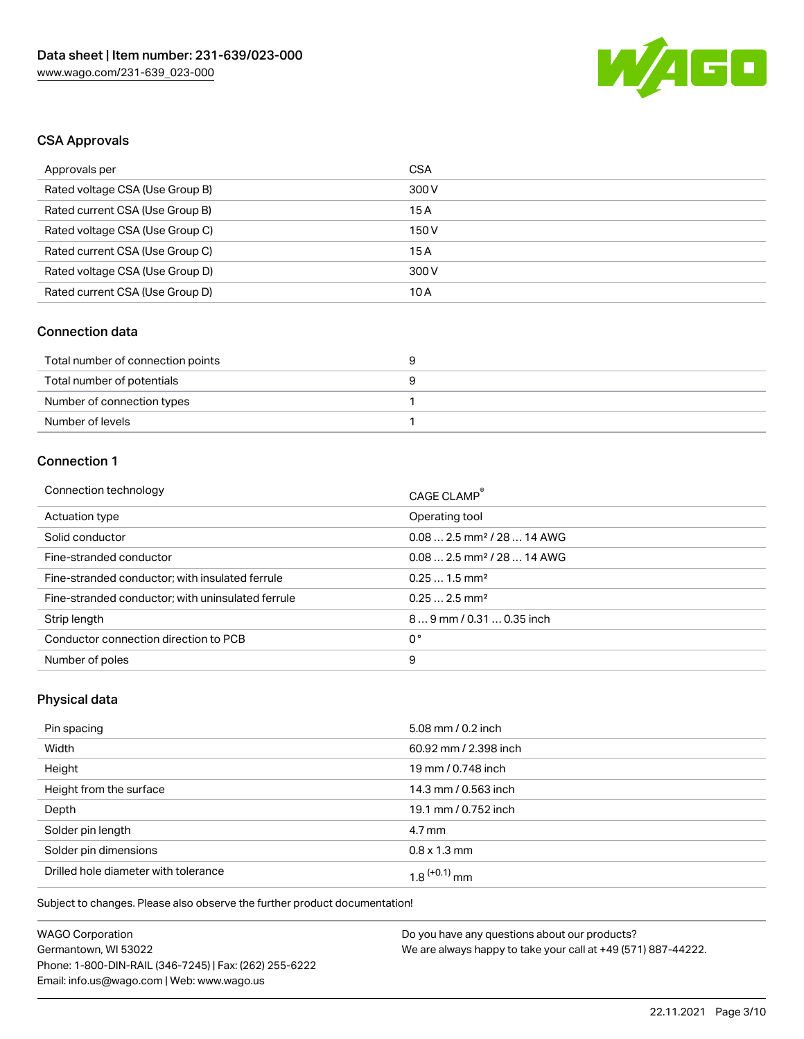## CSA Approvals

| Approvals per | CSA |
| --- | --- |
| Rated voltage CSA (Use Group B) | 300 V |
| Rated current CSA (Use Group B) | 15 A |
| Rated voltage CSA (Use Group C) | 150 V |
| Rated current CSA (Use Group C) | 15 A |
| Rated voltage CSA (Use Group D) | 300 V |
| Rated current CSA (Use Group D) | 10 A |

## Connection data

| Total number of connection points | 9 |
| --- | --- |
| Total number of potentials | 9 |
| Number of connection types | 1 |
| Number of levels | 1 |

## Connection 1

| Connection technology | CAGE CLAMP® |
| --- | --- |
| Actuation type | Operating tool |
| Solid conductor | 0.08 … 2.5 mm² / 28 … 14 AWG |
| Fine-stranded conductor | 0.08 … 2.5 mm² / 28 … 14 AWG |
| Fine-stranded conductor; with insulated ferrule | 0.25 … 1.5 mm² |
| Fine-stranded conductor; with uninsulated ferrule | 0.25 … 2.5 mm² |
| Strip length | 8 … 9 mm / 0.31 … 0.35 inch |
| Conductor connection direction to PCB | 0 ° |
| Number of poles | 9 |

## Physical data

| Pin spacing | 5.08 mm / 0.2 inch |
| --- | --- |
| Width | 60.92 mm / 2.398 inch |
| Height | 19 mm / 0.748 inch |
| Height from the surface | 14.3 mm / 0.563 inch |
| Depth | 19.1 mm / 0.752 inch |
| Solder pin length | 4.7 mm |
| Solder pin dimensions | 0.8 x 1.3 mm |
| Drilled hole diameter with tolerance | $1.8^{(+0.1)}$ mm |

Subject to changes. Please also observe the further product documentation!

WAGO Corporation
Germantown, WI 53022
Phone: 1-800-DIN-RAIL (346-7245) | Fax: (262) 255-6222
Email: info.us@wago.com | Web: www.wago.us

Do you have any questions about our products?
We are always happy to take your call at +49 (571) 887-44222.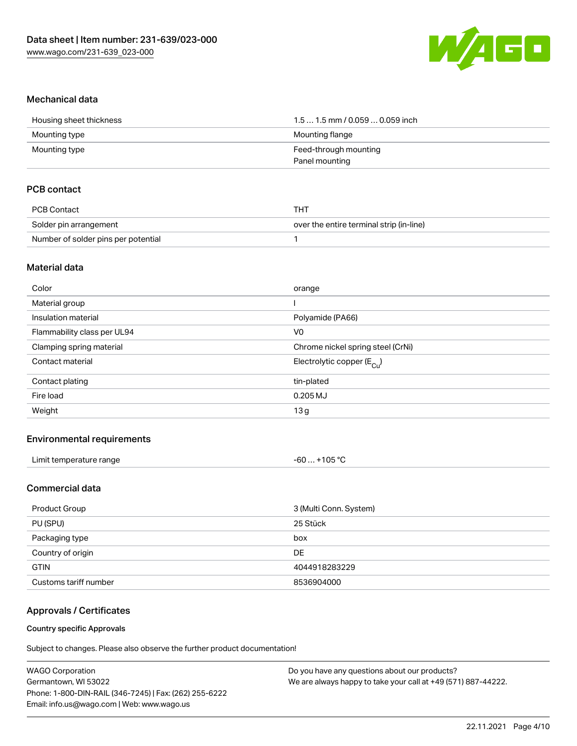## Mechanical data

| | |
|---|---|
| Housing sheet thickness | 1.5 … 1.5 mm / 0.059 … 0.059 inch |
| Mounting type | Mounting flange |
| Mounting type | Feed-through mounting<br>Panel mounting |

## PCB contact

| | |
|---|---|
| PCB Contact | THT |
| Solder pin arrangement | over the entire terminal strip (in-line) |
| Number of solder pins per potential | 1 |

## Material data

| | |
|---|---|
| Color | orange |
| Material group | I |
| Insulation material | Polyamide (PA66) |
| Flammability class per UL94 | V0 |
| Clamping spring material | Chrome nickel spring steel (CrNi) |
| Contact material | Electrolytic copper ($E_{Cu}$) |
| Contact plating | tin-plated |
| Fire load | 0.205 MJ |
| Weight | 13 g |

## Environmental requirements

| | |
|---|---|
| Limit temperature range | -60 … +105 °C |

## Commercial data

| | |
|---|---|
| Product Group | 3 (Multi Conn. System) |
| PU (SPU) | 25 Stück |
| Packaging type | box |
| Country of origin | DE |
| GTIN | 4044918283229 |
| Customs tariff number | 8536904000 |

## Approvals / Certificates

### Country specific Approvals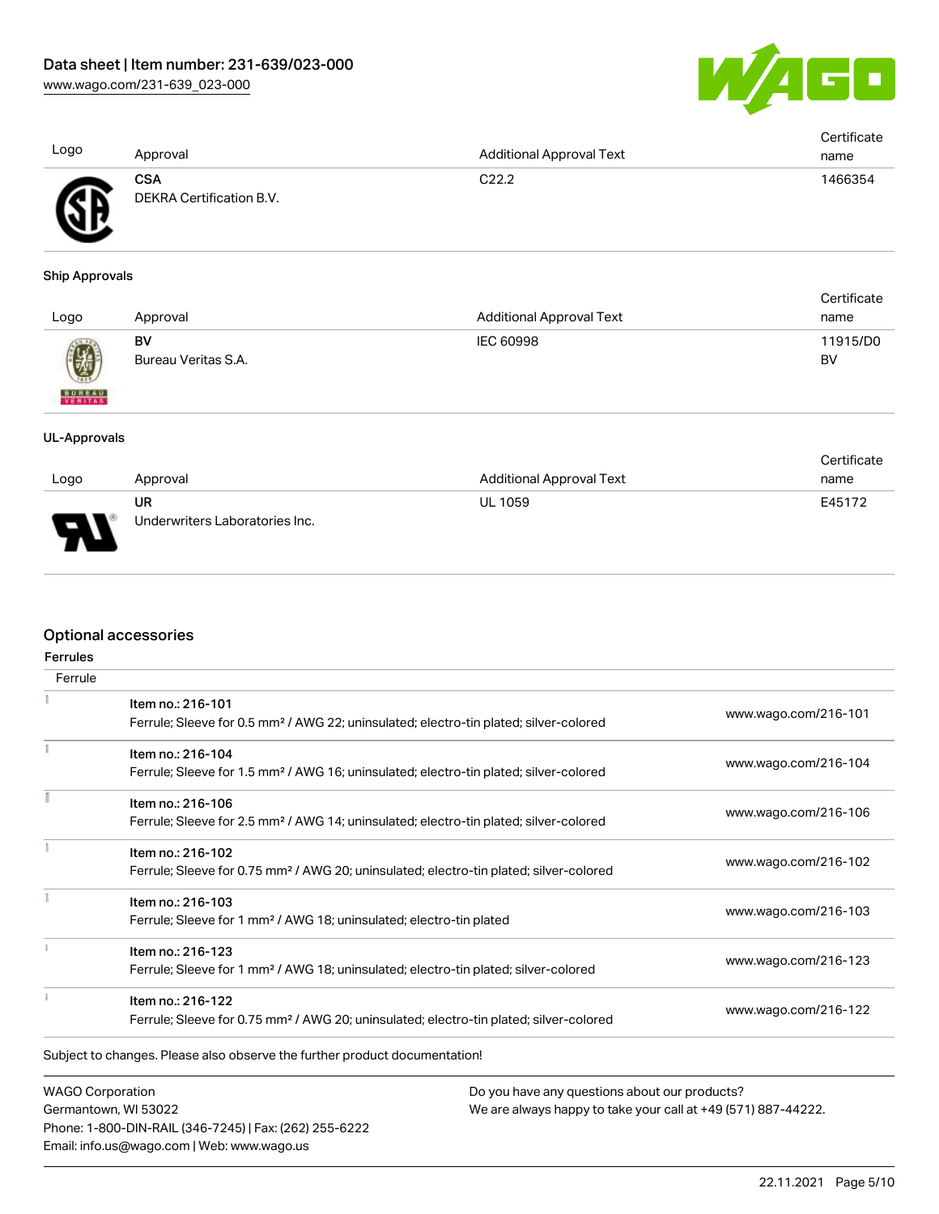| Logo | Approval | Additional Approval Text | Certificate name |
| --- | --- | --- | --- |
| | **CSA**<br>DEKRA Certification B.V. | C22.2 | 1466354 |

### Ship Approvals

| Logo | Approval | Additional Approval Text | Certificate name |
| --- | --- | --- | --- |
| | **BV**<br>Bureau Veritas S.A. | IEC 60998 | 11915/D0 BV |

### UL-Approvals

| Logo | Approval | Additional Approval Text | Certificate name |
| --- | --- | --- | --- |
| | **UR**<br>Underwriters Laboratories Inc. | UL 1059 | E45172 |

## Optional accessories

### Ferrules

| Ferrule | | |
| --- | --- | --- |
| | Item no.: 216-101<br>Ferrule; Sleeve for 0.5 mm² / AWG 22; uninsulated; electro-tin plated; silver-colored | www.wago.com/216-101 |
| | Item no.: 216-104<br>Ferrule; Sleeve for 1.5 mm² / AWG 16; uninsulated; electro-tin plated; silver-colored | www.wago.com/216-104 |
| | Item no.: 216-106<br>Ferrule; Sleeve for 2.5 mm² / AWG 14; uninsulated; electro-tin plated; silver-colored | www.wago.com/216-106 |
| | Item no.: 216-102<br>Ferrule; Sleeve for 0.75 mm² / AWG 20; uninsulated; electro-tin plated; silver-colored | www.wago.com/216-102 |
| | Item no.: 216-103<br>Ferrule; Sleeve for 1 mm² / AWG 18; uninsulated; electro-tin plated | www.wago.com/216-103 |
| | Item no.: 216-123<br>Ferrule; Sleeve for 1 mm² / AWG 18; uninsulated; electro-tin plated; silver-colored | www.wago.com/216-123 |
| | Item no.: 216-122<br>Ferrule; Sleeve for 0.75 mm² / AWG 20; uninsulated; electro-tin plated; silver-colored | www.wago.com/216-122 |

Subject to changes. Please also observe the further product documentation!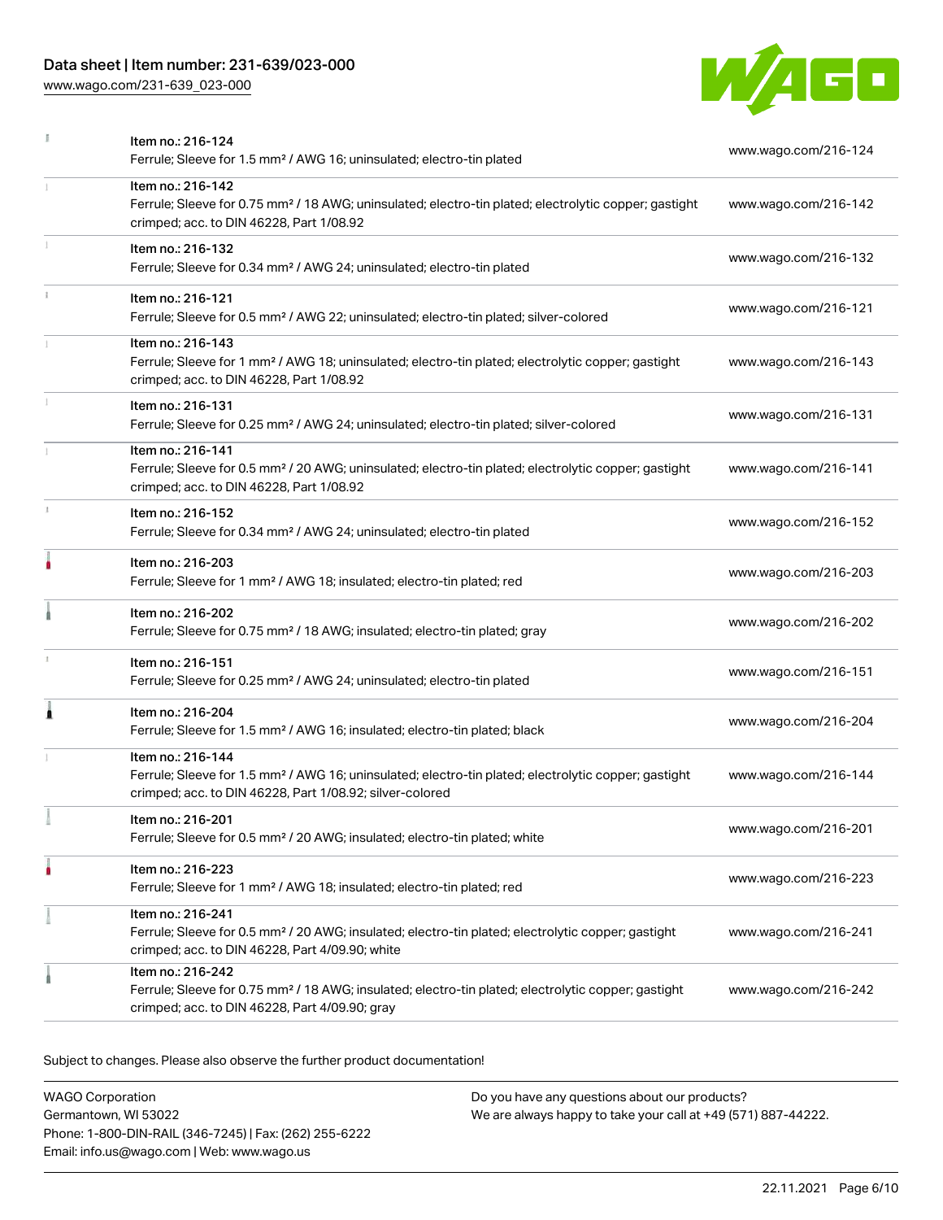| | | |
|---|---|---|
| | Item no.: 216-124<br>Ferrule; Sleeve for 1.5 mm² / AWG 16; uninsulated; electro-tin plated | www.wago.com/216-124 |
| | Item no.: 216-142<br>Ferrule; Sleeve for 0.75 mm² / 18 AWG; uninsulated; electro-tin plated; electrolytic copper; gastight crimped; acc. to DIN 46228, Part 1/08.92 | www.wago.com/216-142 |
| | Item no.: 216-132<br>Ferrule; Sleeve for 0.34 mm² / AWG 24; uninsulated; electro-tin plated | www.wago.com/216-132 |
| | Item no.: 216-121<br>Ferrule; Sleeve for 0.5 mm² / AWG 22; uninsulated; electro-tin plated; silver-colored | www.wago.com/216-121 |
| | Item no.: 216-143<br>Ferrule; Sleeve for 1 mm² / AWG 18; uninsulated; electro-tin plated; electrolytic copper; gastight crimped; acc. to DIN 46228, Part 1/08.92 | www.wago.com/216-143 |
| | Item no.: 216-131<br>Ferrule; Sleeve for 0.25 mm² / AWG 24; uninsulated; electro-tin plated; silver-colored | www.wago.com/216-131 |
| | Item no.: 216-141<br>Ferrule; Sleeve for 0.5 mm² / 20 AWG; uninsulated; electro-tin plated; electrolytic copper; gastight crimped; acc. to DIN 46228, Part 1/08.92 | www.wago.com/216-141 |
| | Item no.: 216-152<br>Ferrule; Sleeve for 0.34 mm² / AWG 24; uninsulated; electro-tin plated | www.wago.com/216-152 |
| | Item no.: 216-203<br>Ferrule; Sleeve for 1 mm² / AWG 18; insulated; electro-tin plated; red | www.wago.com/216-203 |
| | Item no.: 216-202<br>Ferrule; Sleeve for 0.75 mm² / 18 AWG; insulated; electro-tin plated; gray | www.wago.com/216-202 |
| | Item no.: 216-151<br>Ferrule; Sleeve for 0.25 mm² / AWG 24; uninsulated; electro-tin plated | www.wago.com/216-151 |
| | Item no.: 216-204<br>Ferrule; Sleeve for 1.5 mm² / AWG 16; insulated; electro-tin plated; black | www.wago.com/216-204 |
| | Item no.: 216-144<br>Ferrule; Sleeve for 1.5 mm² / AWG 16; uninsulated; electro-tin plated; electrolytic copper; gastight crimped; acc. to DIN 46228, Part 1/08.92; silver-colored | www.wago.com/216-144 |
| | Item no.: 216-201<br>Ferrule; Sleeve for 0.5 mm² / 20 AWG; insulated; electro-tin plated; white | www.wago.com/216-201 |
| | Item no.: 216-223<br>Ferrule; Sleeve for 1 mm² / AWG 18; insulated; electro-tin plated; red | www.wago.com/216-223 |
| | Item no.: 216-241<br>Ferrule; Sleeve for 0.5 mm² / 20 AWG; insulated; electro-tin plated; electrolytic copper; gastight crimped; acc. to DIN 46228, Part 4/09.90; white | www.wago.com/216-241 |
| | Item no.: 216-242<br>Ferrule; Sleeve for 0.75 mm² / 18 AWG; insulated; electro-tin plated; electrolytic copper; gastight crimped; acc. to DIN 46228, Part 4/09.90; gray | www.wago.com/216-242 |

Subject to changes. Please also observe the further product documentation!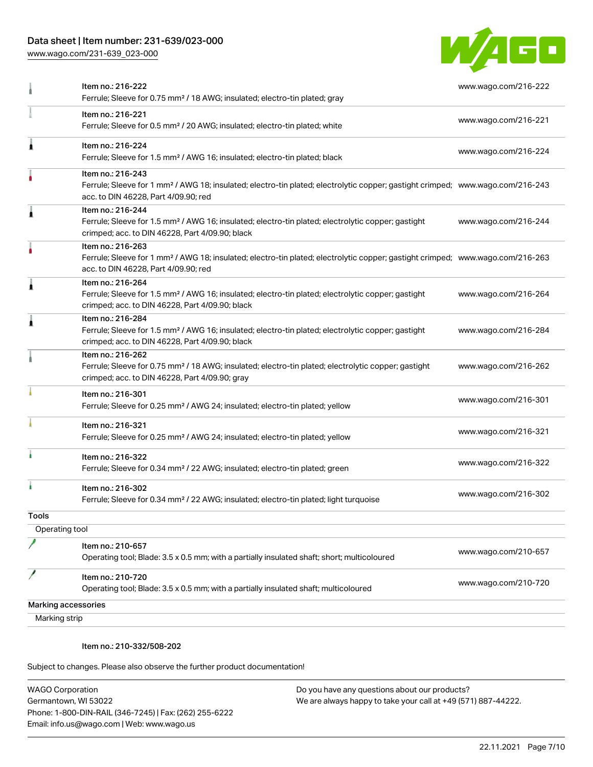| | | |
|---|---|---|
| | Item no.: 216-222<br>Ferrule; Sleeve for 0.75 mm² / 18 AWG; insulated; electro-tin plated; gray | www.wago.com/216-222 |
| | Item no.: 216-221<br>Ferrule; Sleeve for 0.5 mm² / 20 AWG; insulated; electro-tin plated; white | www.wago.com/216-221 |
| | Item no.: 216-224<br>Ferrule; Sleeve for 1.5 mm² / AWG 16; insulated; electro-tin plated; black | www.wago.com/216-224 |
| | Item no.: 216-243<br>Ferrule; Sleeve for 1 mm² / AWG 18; insulated; electro-tin plated; electrolytic copper; gastight crimped; acc. to DIN 46228, Part 4/09.90; red | www.wago.com/216-243 |
| | Item no.: 216-244<br>Ferrule; Sleeve for 1.5 mm² / AWG 16; insulated; electro-tin plated; electrolytic copper; gastight crimped; acc. to DIN 46228, Part 4/09.90; black | www.wago.com/216-244 |
| | Item no.: 216-263<br>Ferrule; Sleeve for 1 mm² / AWG 18; insulated; electro-tin plated; electrolytic copper; gastight crimped; acc. to DIN 46228, Part 4/09.90; red | www.wago.com/216-263 |
| | Item no.: 216-264<br>Ferrule; Sleeve for 1.5 mm² / AWG 16; insulated; electro-tin plated; electrolytic copper; gastight crimped; acc. to DIN 46228, Part 4/09.90; black | www.wago.com/216-264 |
| | Item no.: 216-284<br>Ferrule; Sleeve for 1.5 mm² / AWG 16; insulated; electro-tin plated; electrolytic copper; gastight crimped; acc. to DIN 46228, Part 4/09.90; black | www.wago.com/216-284 |
| | Item no.: 216-262<br>Ferrule; Sleeve for 0.75 mm² / 18 AWG; insulated; electro-tin plated; electrolytic copper; gastight crimped; acc. to DIN 46228, Part 4/09.90; gray | www.wago.com/216-262 |
| | Item no.: 216-301<br>Ferrule; Sleeve for 0.25 mm² / AWG 24; insulated; electro-tin plated; yellow | www.wago.com/216-301 |
| | Item no.: 216-321<br>Ferrule; Sleeve for 0.25 mm² / AWG 24; insulated; electro-tin plated; yellow | www.wago.com/216-321 |
| | Item no.: 216-322<br>Ferrule; Sleeve for 0.34 mm² / 22 AWG; insulated; electro-tin plated; green | www.wago.com/216-322 |
| | Item no.: 216-302<br>Ferrule; Sleeve for 0.34 mm² / 22 AWG; insulated; electro-tin plated; light turquoise | www.wago.com/216-302 |

**Tools**

Operating tool

| | | |
|---|---|---|
| | Item no.: 210-657<br>Operating tool; Blade: 3.5 x 0.5 mm; with a partially insulated shaft; short; multicoloured | www.wago.com/210-657 |
| | Item no.: 210-720<br>Operating tool; Blade: 3.5 x 0.5 mm; with a partially insulated shaft; multicoloured | www.wago.com/210-720 |

**Marking accessories**

Marking strip

Item no.: 210-332/508-202

Subject to changes. Please also observe the further product documentation!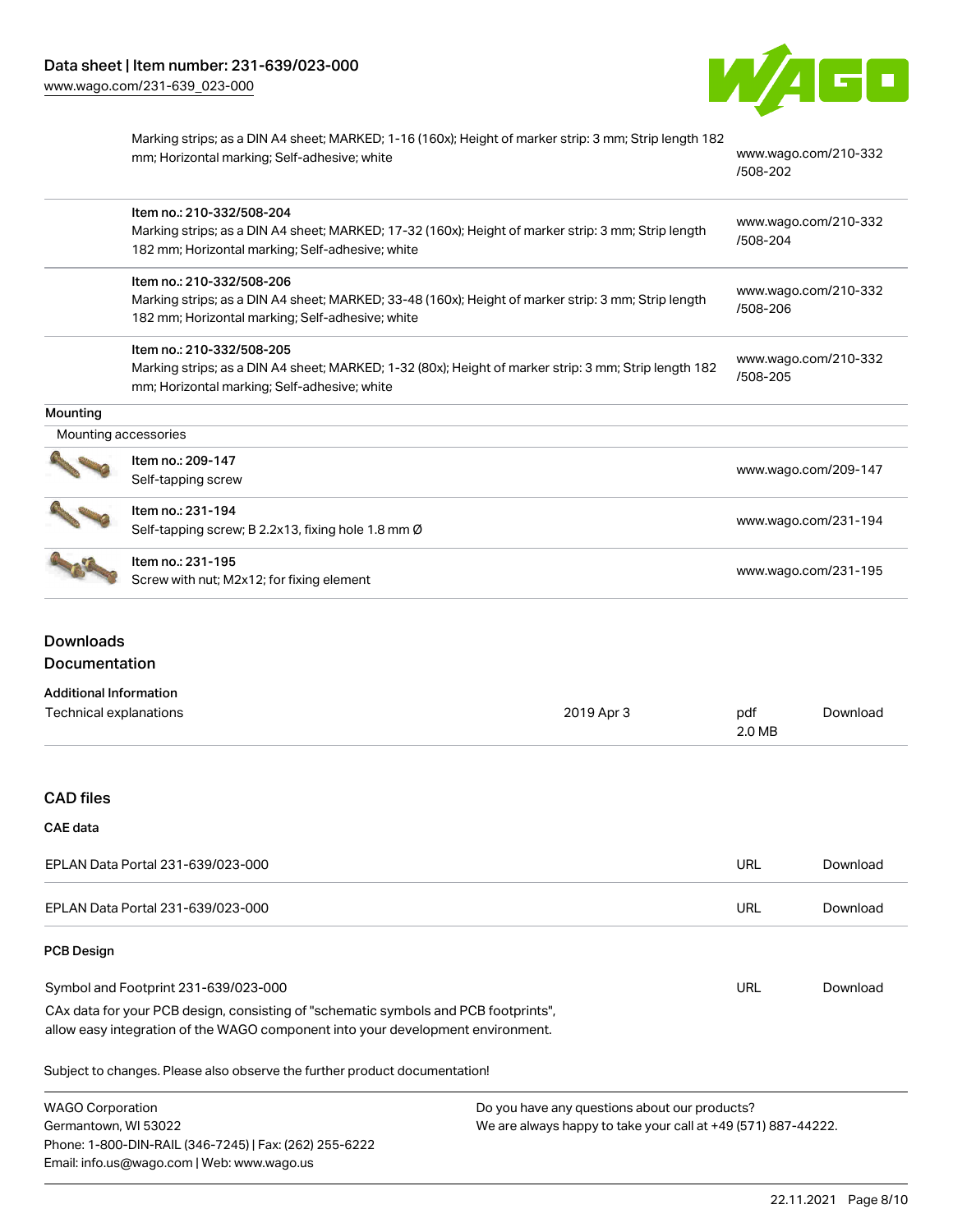| | | |
|---|---|---|
| | Marking strips; as a DIN A4 sheet; MARKED; 1-16 (160x); Height of marker strip: 3 mm; Strip length 182 mm; Horizontal marking; Self-adhesive; white | www.wago.com/210-332/508-202 |
| | Item no.: 210-332/508-204<br>Marking strips; as a DIN A4 sheet; MARKED; 17-32 (160x); Height of marker strip: 3 mm; Strip length 182 mm; Horizontal marking; Self-adhesive; white | www.wago.com/210-332/508-204 |
| | Item no.: 210-332/508-206<br>Marking strips; as a DIN A4 sheet; MARKED; 33-48 (160x); Height of marker strip: 3 mm; Strip length 182 mm; Horizontal marking; Self-adhesive; white | www.wago.com/210-332/508-206 |
| | Item no.: 210-332/508-205<br>Marking strips; as a DIN A4 sheet; MARKED; 1-32 (80x); Height of marker strip: 3 mm; Strip length 182 mm; Horizontal marking; Self-adhesive; white | www.wago.com/210-332/508-205 |

**Mounting**

Mounting accessories

| | | |
|---|---|---|
| | Item no.: 209-147<br>Self-tapping screw | www.wago.com/209-147 |
| | Item no.: 231-194<br>Self-tapping screw; B 2.2x13, fixing hole 1.8 mm Ø | www.wago.com/231-194 |
| | Item no.: 231-195<br>Screw with nut; M2x12; for fixing element | www.wago.com/231-195 |

## Downloads

## Documentation

**Additional Information**

| | | | |
|---|---|---|---|
| Technical explanations | 2019 Apr 3 | pdf<br>2.0 MB | Download |

## CAD files

### CAE data

| | | |
|---|---|---|
| EPLAN Data Portal 231-639/023-000 | URL | Download |
| EPLAN Data Portal 231-639/023-000 | URL | Download |

### PCB Design

| | | |
|---|---|---|
| Symbol and Footprint 231-639/023-000 | URL | Download |

CAx data for your PCB design, consisting of "schematic symbols and PCB footprints", allow easy integration of the WAGO component into your development environment.

Subject to changes. Please also observe the further product documentation!

WAGO Corporation
Germantown, WI 53022
Phone: 1-800-DIN-RAIL (346-7245) | Fax: (262) 255-6222
Email: info.us@wago.com | Web: www.wago.us

Do you have any questions about our products?
We are always happy to take your call at +49 (571) 887-44222.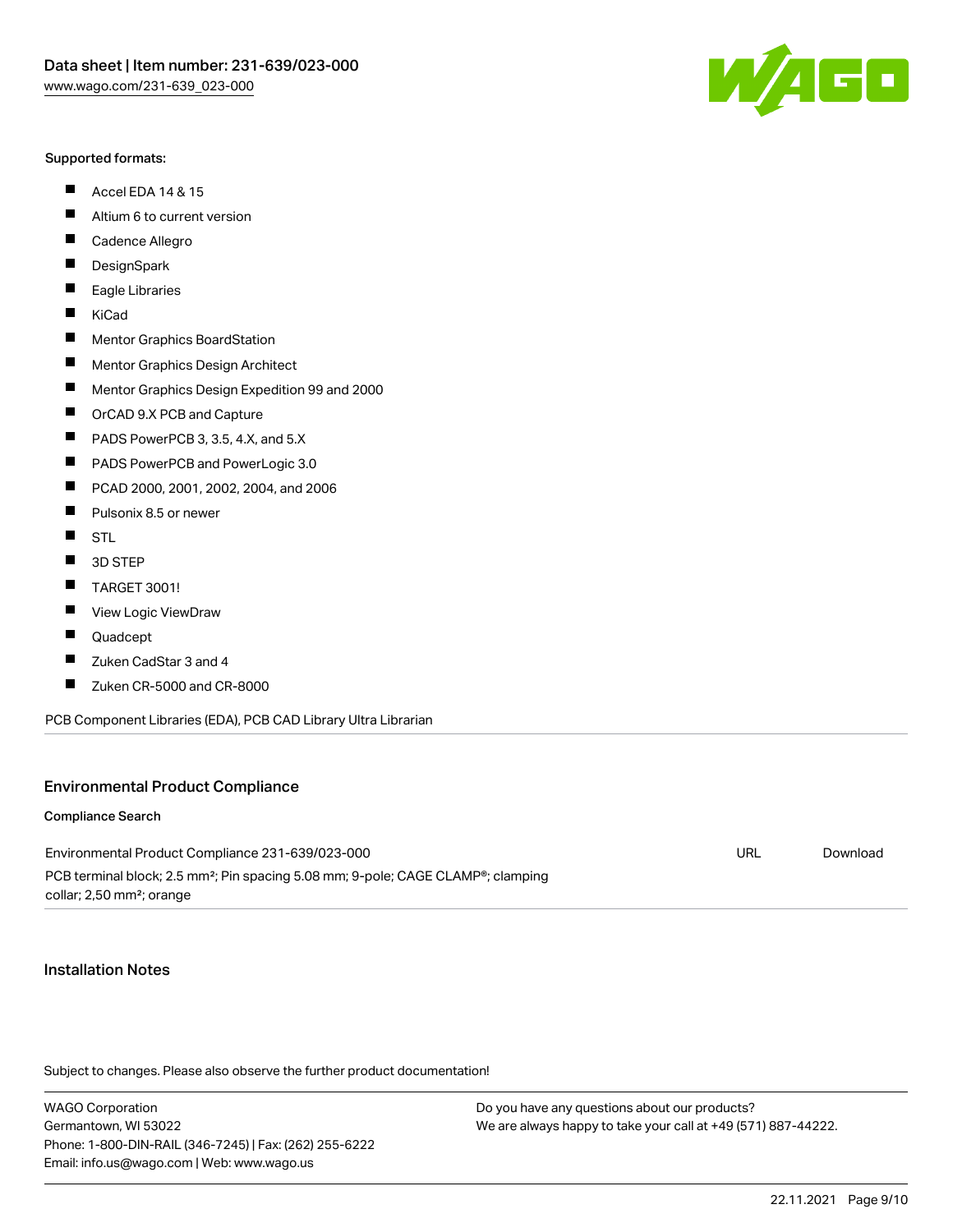Supported formats:

- Accel EDA 14 & 15
- Altium 6 to current version
- Cadence Allegro
- DesignSpark
- Eagle Libraries
- KiCad
- Mentor Graphics BoardStation
- Mentor Graphics Design Architect
- Mentor Graphics Design Expedition 99 and 2000
- OrCAD 9.X PCB and Capture
- PADS PowerPCB 3, 3.5, 4.X, and 5.X
- PADS PowerPCB and PowerLogic 3.0
- PCAD 2000, 2001, 2002, 2004, and 2006
- Pulsonix 8.5 or newer
- STL
- 3D STEP
- TARGET 3001!
- View Logic ViewDraw
- Quadcept
- Zuken CadStar 3 and 4
- Zuken CR-5000 and CR-8000

PCB Component Libraries (EDA), PCB CAD Library Ultra Librarian

## Environmental Product Compliance

### Compliance Search

| | | |
|---|---|---|
| Environmental Product Compliance 231-639/023-000<br>PCB terminal block; 2.5 mm²; Pin spacing 5.08 mm; 9-pole; CAGE CLAMP®; clamping collar; 2,50 mm²; orange | URL | Download |

## Installation Notes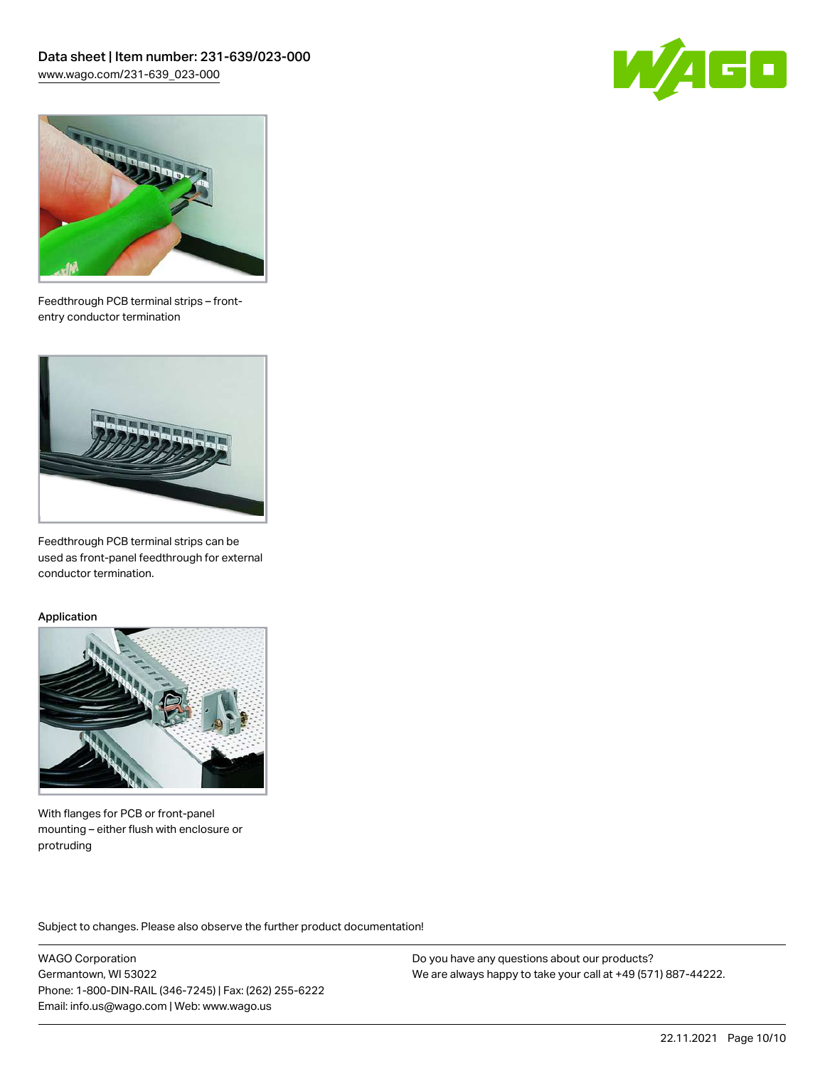Feedthrough PCB terminal strips – front-entry conductor termination

Feedthrough PCB terminal strips can be used as front-panel feedthrough for external conductor termination.

Application

With flanges for PCB or front-panel mounting – either flush with enclosure or protruding

Subject to changes. Please also observe the further product documentation!

WAGO Corporation
Germantown, WI 53022
Phone: 1-800-DIN-RAIL (346-7245) | Fax: (262) 255-6222
Email: info.us@wago.com | Web: www.wago.us

Do you have any questions about our products?
We are always happy to take your call at +49 (571) 887-44222.